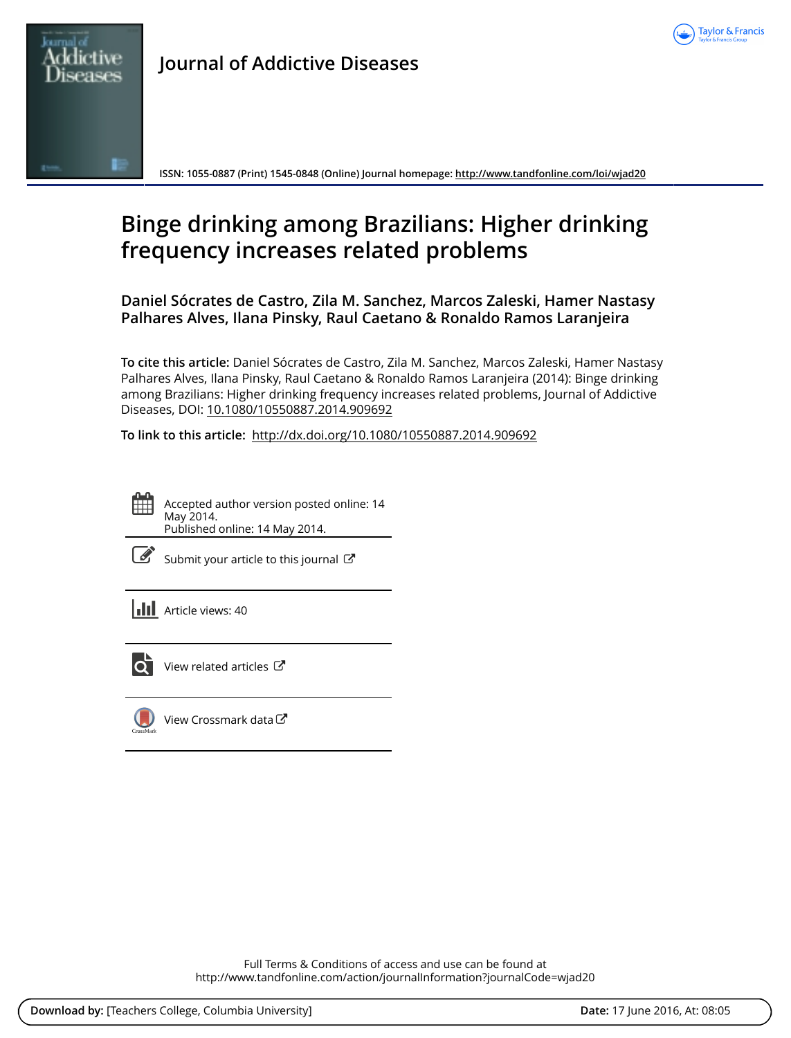Journal of Addictive Diseases

ISSN: 1055-0887 (Print) 1545-0848 (Online) Journal homepage: http://www.tandfonline.com/loi/wjad20

# Binge drinking among Brazilians: Higher drinking frequency increases related problems

**Daniel Sócrates de Castro, Zila M. Sanchez, Marcos Zaleski, Hamer Nastasy Palhares Alves, Ilana Pinsky, Raul Caetano & Ronaldo Ramos Laranjeira**

**To cite this article:** Daniel Sócrates de Castro, Zila M. Sanchez, Marcos Zaleski, Hamer Nastasy Palhares Alves, Ilana Pinsky, Raul Caetano & Ronaldo Ramos Laranjeira (2014): Binge drinking among Brazilians: Higher drinking frequency increases related problems, Journal of Addictive Diseases, DOI: 10.1080/10550887.2014.909692

**To link to this article:** http://dx.doi.org/10.1080/10550887.2014.909692

Accepted author version posted online: 14 May 2014.
Published online: 14 May 2014.

Submit your article to this journal

Article views: 40

View related articles

View Crossmark data

Full Terms & Conditions of access and use can be found at
http://www.tandfonline.com/action/journalInformation?journalCode=wjad20

**Download by:** [Teachers College, Columbia University] **Date:** 17 June 2016, At: 08:05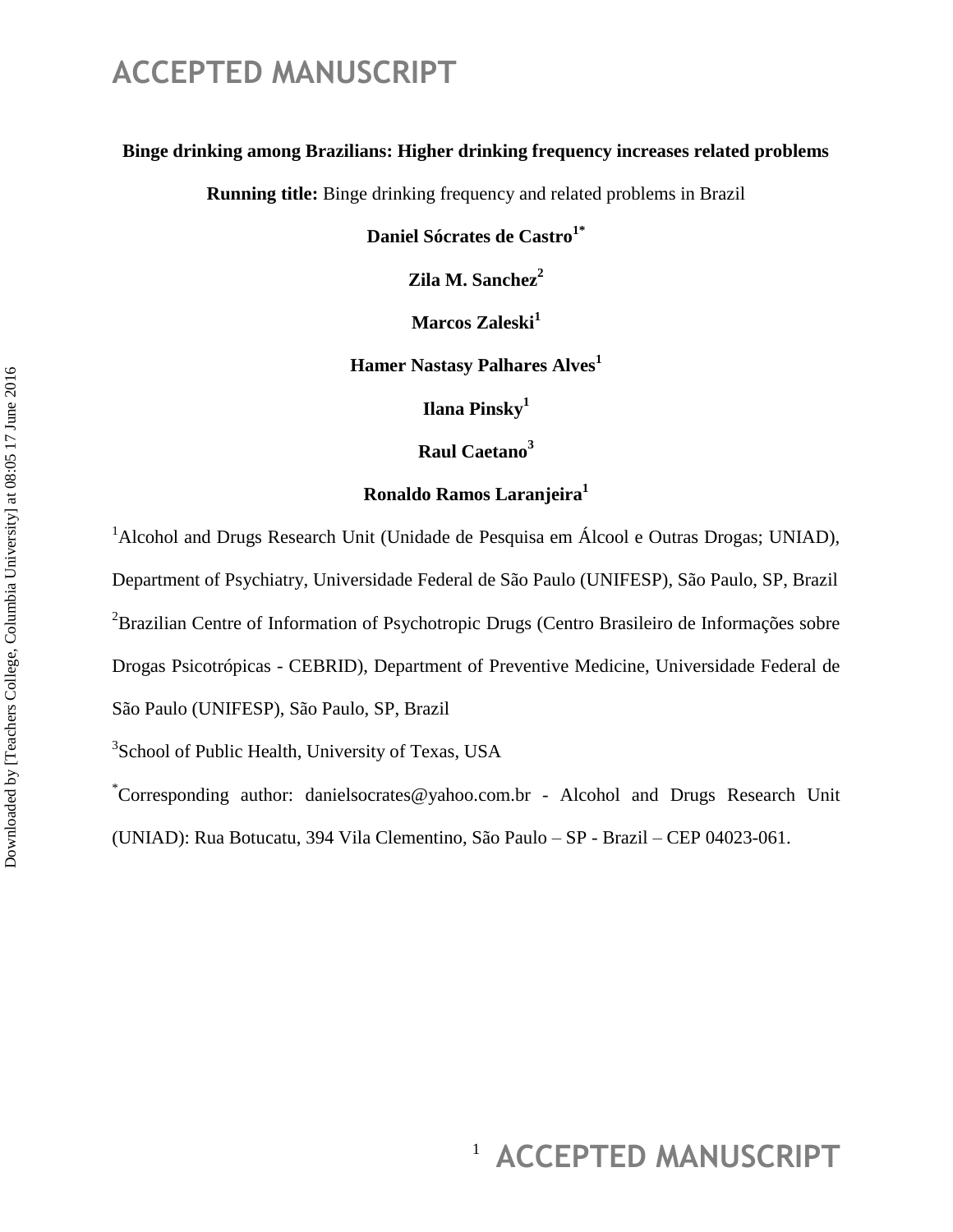**Binge drinking among Brazilians: Higher drinking frequency increases related problems**

**Running title:** Binge drinking frequency and related problems in Brazil

**Daniel Sócrates de Castro[1*]**

**Zila M. Sanchez[2]**

**Marcos Zaleski[1]**

**Hamer Nastasy Palhares Alves[1]**

**Ilana Pinsky[1]**

**Raul Caetano[3]**

**Ronaldo Ramos Laranjeira[1]**

[1]Alcohol and Drugs Research Unit (Unidade de Pesquisa em Álcool e Outras Drogas; UNIAD), Department of Psychiatry, Universidade Federal de São Paulo (UNIFESP), São Paulo, SP, Brazil

[2]Brazilian Centre of Information of Psychotropic Drugs (Centro Brasileiro de Informações sobre Drogas Psicotrópicas - CEBRID), Department of Preventive Medicine, Universidade Federal de São Paulo (UNIFESP), São Paulo, SP, Brazil

[3]School of Public Health, University of Texas, USA

[*]Corresponding author: danielsocrates@yahoo.com.br - Alcohol and Drugs Research Unit (UNIAD): Rua Botucatu, 394 Vila Clementino, São Paulo – SP - Brazil – CEP 04023-061.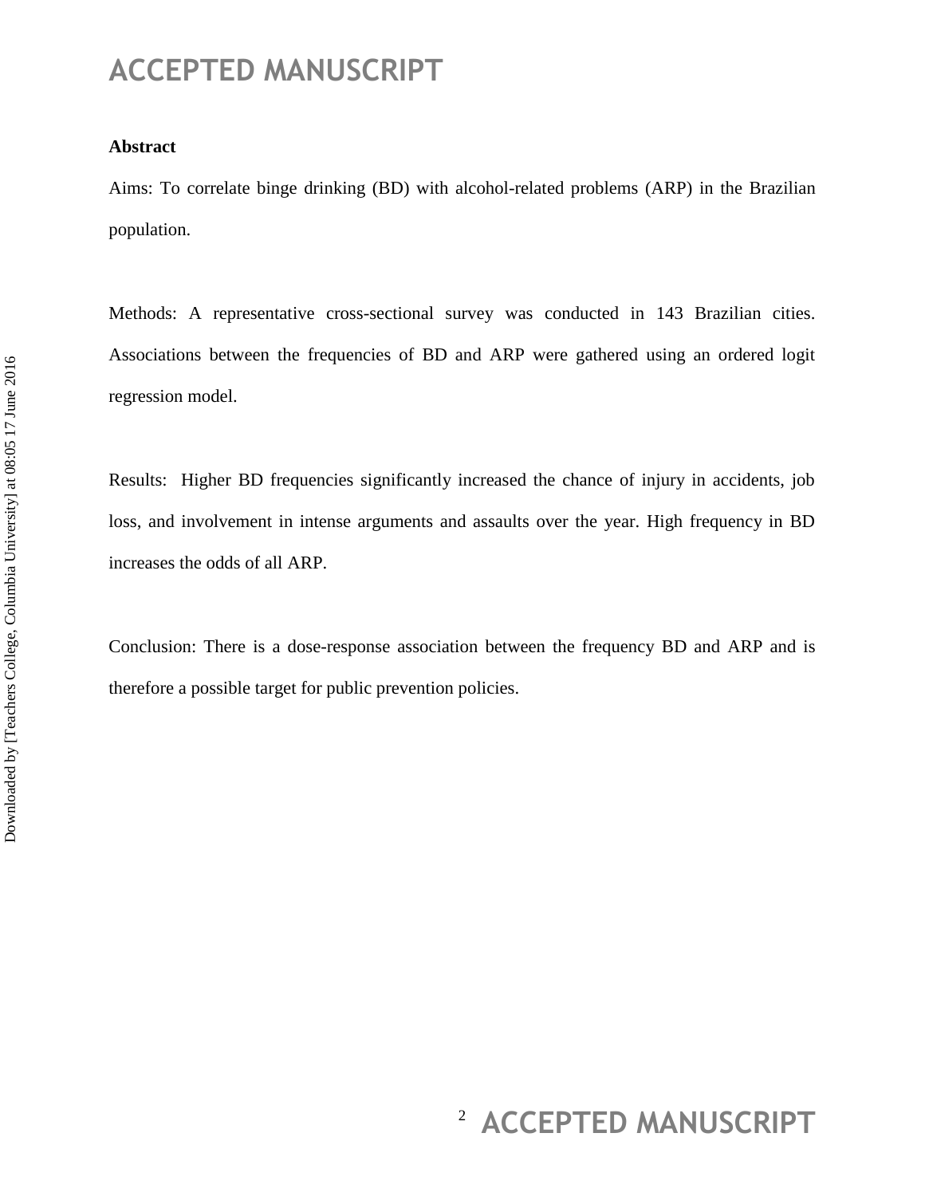**Abstract**

Aims: To correlate binge drinking (BD) with alcohol-related problems (ARP) in the Brazilian population.

Methods: A representative cross-sectional survey was conducted in 143 Brazilian cities. Associations between the frequencies of BD and ARP were gathered using an ordered logit regression model.

Results: Higher BD frequencies significantly increased the chance of injury in accidents, job loss, and involvement in intense arguments and assaults over the year. High frequency in BD increases the odds of all ARP.

Conclusion: There is a dose-response association between the frequency BD and ARP and is therefore a possible target for public prevention policies.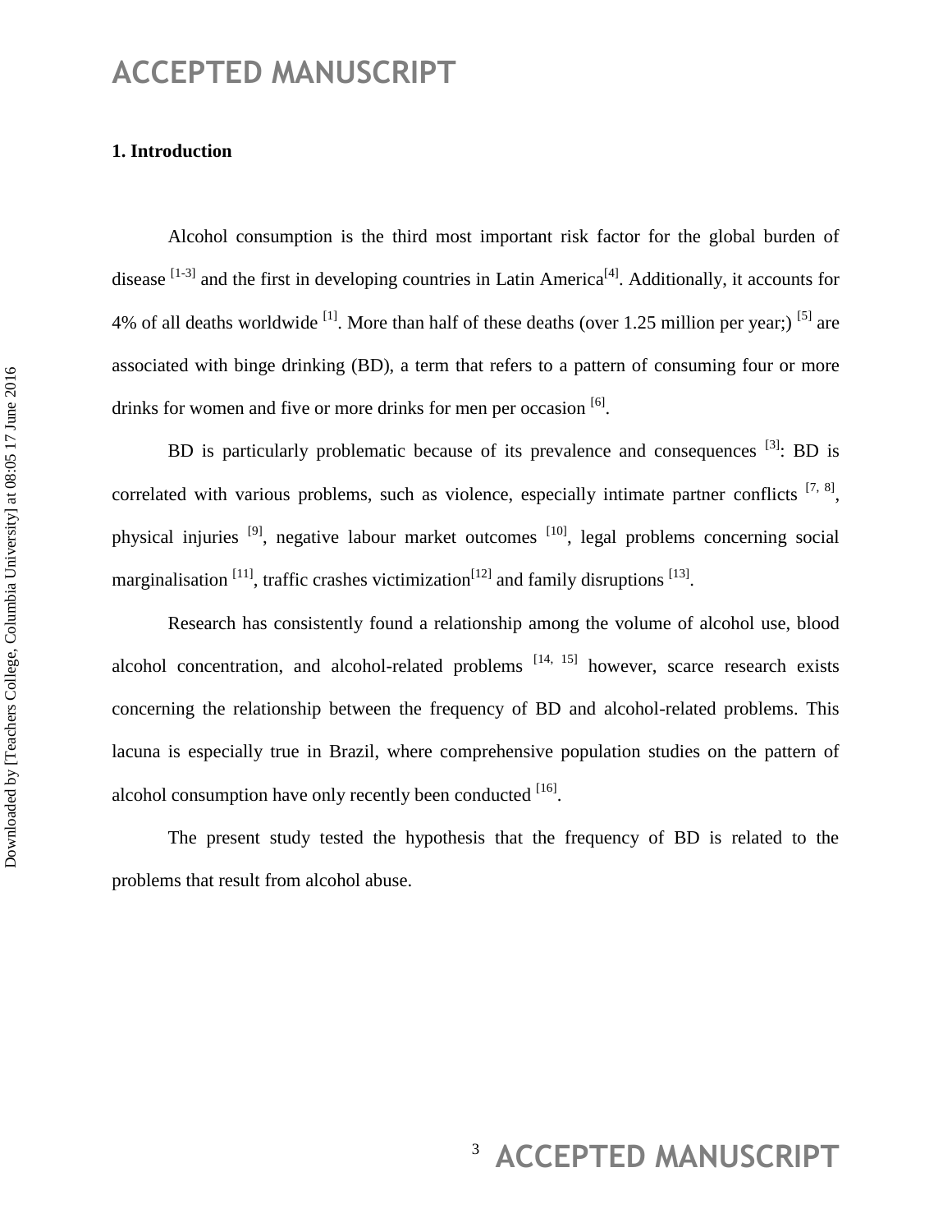## 1. Introduction

Alcohol consumption is the third most important risk factor for the global burden of disease [1-3] and the first in developing countries in Latin America[4]. Additionally, it accounts for 4% of all deaths worldwide [1]. More than half of these deaths (over 1.25 million per year;) [5] are associated with binge drinking (BD), a term that refers to a pattern of consuming four or more drinks for women and five or more drinks for men per occasion [6].

BD is particularly problematic because of its prevalence and consequences [3]: BD is correlated with various problems, such as violence, especially intimate partner conflicts [7, 8], physical injuries [9], negative labour market outcomes [10], legal problems concerning social marginalisation [11], traffic crashes victimization[12] and family disruptions [13].

Research has consistently found a relationship among the volume of alcohol use, blood alcohol concentration, and alcohol-related problems [14, 15] however, scarce research exists concerning the relationship between the frequency of BD and alcohol-related problems. This lacuna is especially true in Brazil, where comprehensive population studies on the pattern of alcohol consumption have only recently been conducted [16].

The present study tested the hypothesis that the frequency of BD is related to the problems that result from alcohol abuse.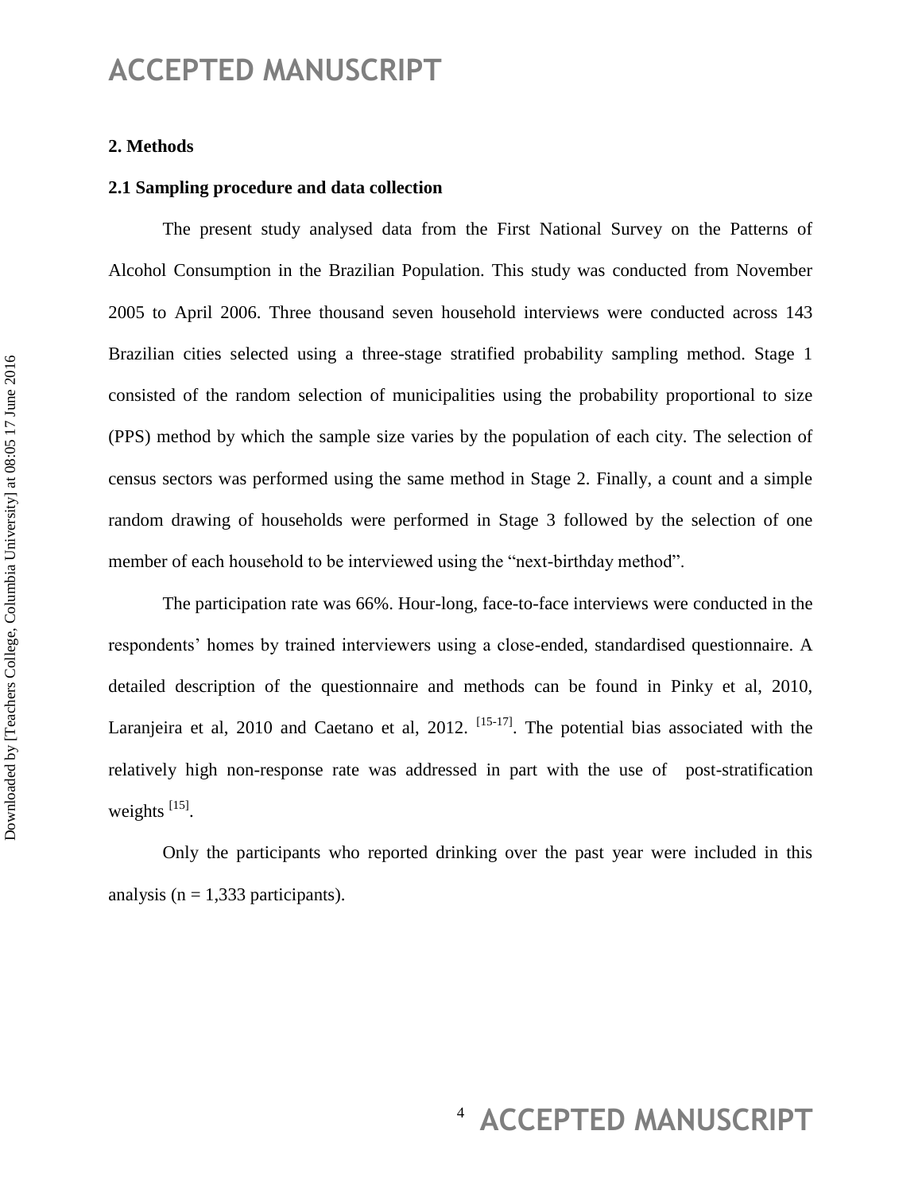## 2. Methods

### 2.1 Sampling procedure and data collection

The present study analysed data from the First National Survey on the Patterns of Alcohol Consumption in the Brazilian Population. This study was conducted from November 2005 to April 2006. Three thousand seven household interviews were conducted across 143 Brazilian cities selected using a three-stage stratified probability sampling method. Stage 1 consisted of the random selection of municipalities using the probability proportional to size (PPS) method by which the sample size varies by the population of each city. The selection of census sectors was performed using the same method in Stage 2. Finally, a count and a simple random drawing of households were performed in Stage 3 followed by the selection of one member of each household to be interviewed using the "next-birthday method".

The participation rate was 66%. Hour-long, face-to-face interviews were conducted in the respondents' homes by trained interviewers using a close-ended, standardised questionnaire. A detailed description of the questionnaire and methods can be found in Pinky et al, 2010, Laranjeira et al, 2010 and Caetano et al, 2012. [15-17]. The potential bias associated with the relatively high non-response rate was addressed in part with the use of post-stratification weights [15].

Only the participants who reported drinking over the past year were included in this analysis (n = 1,333 participants).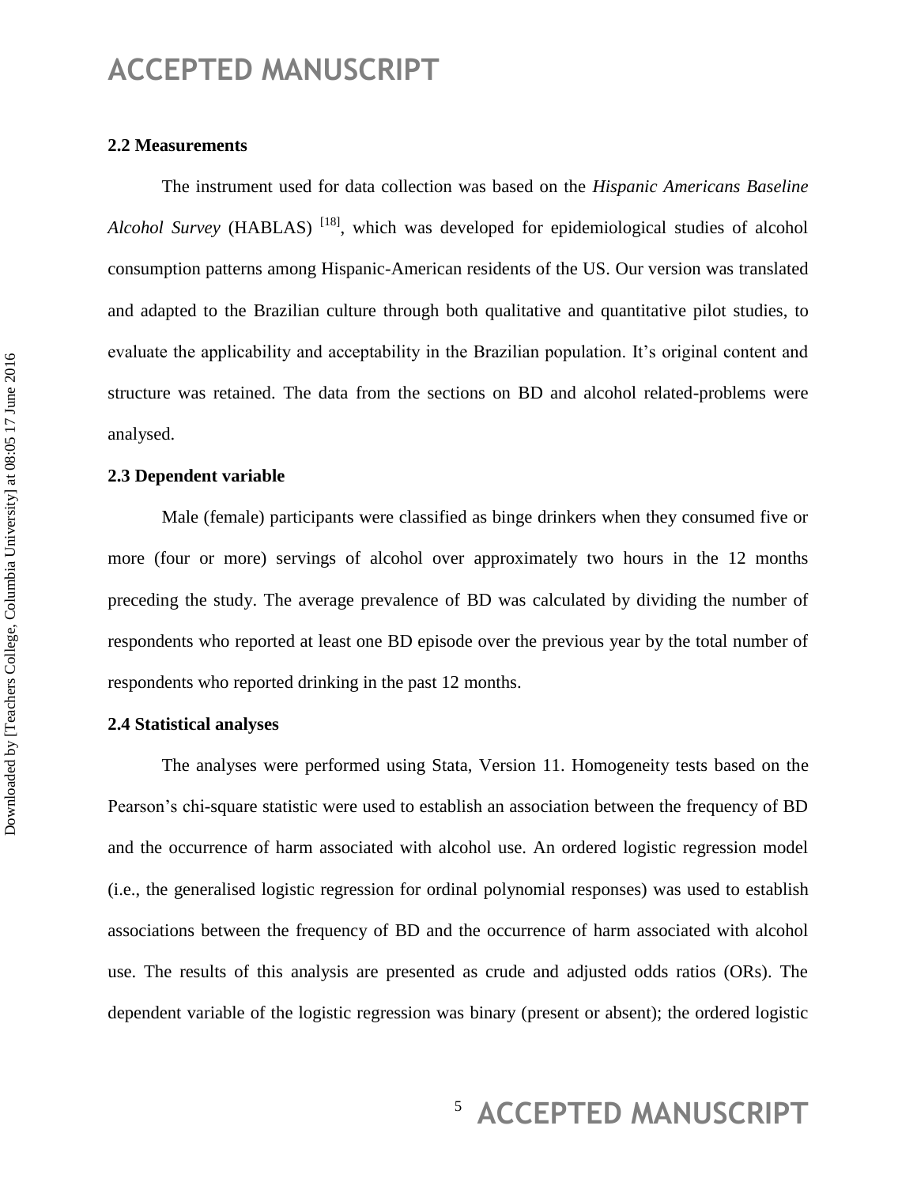### 2.2 Measurements

The instrument used for data collection was based on the *Hispanic Americans Baseline Alcohol Survey* (HABLAS) [18], which was developed for epidemiological studies of alcohol consumption patterns among Hispanic-American residents of the US. Our version was translated and adapted to the Brazilian culture through both qualitative and quantitative pilot studies, to evaluate the applicability and acceptability in the Brazilian population. It's original content and structure was retained. The data from the sections on BD and alcohol related-problems were analysed.

### 2.3 Dependent variable

Male (female) participants were classified as binge drinkers when they consumed five or more (four or more) servings of alcohol over approximately two hours in the 12 months preceding the study. The average prevalence of BD was calculated by dividing the number of respondents who reported at least one BD episode over the previous year by the total number of respondents who reported drinking in the past 12 months.

### 2.4 Statistical analyses

The analyses were performed using Stata, Version 11. Homogeneity tests based on the Pearson's chi-square statistic were used to establish an association between the frequency of BD and the occurrence of harm associated with alcohol use. An ordered logistic regression model (i.e., the generalised logistic regression for ordinal polynomial responses) was used to establish associations between the frequency of BD and the occurrence of harm associated with alcohol use. The results of this analysis are presented as crude and adjusted odds ratios (ORs). The dependent variable of the logistic regression was binary (present or absent); the ordered logistic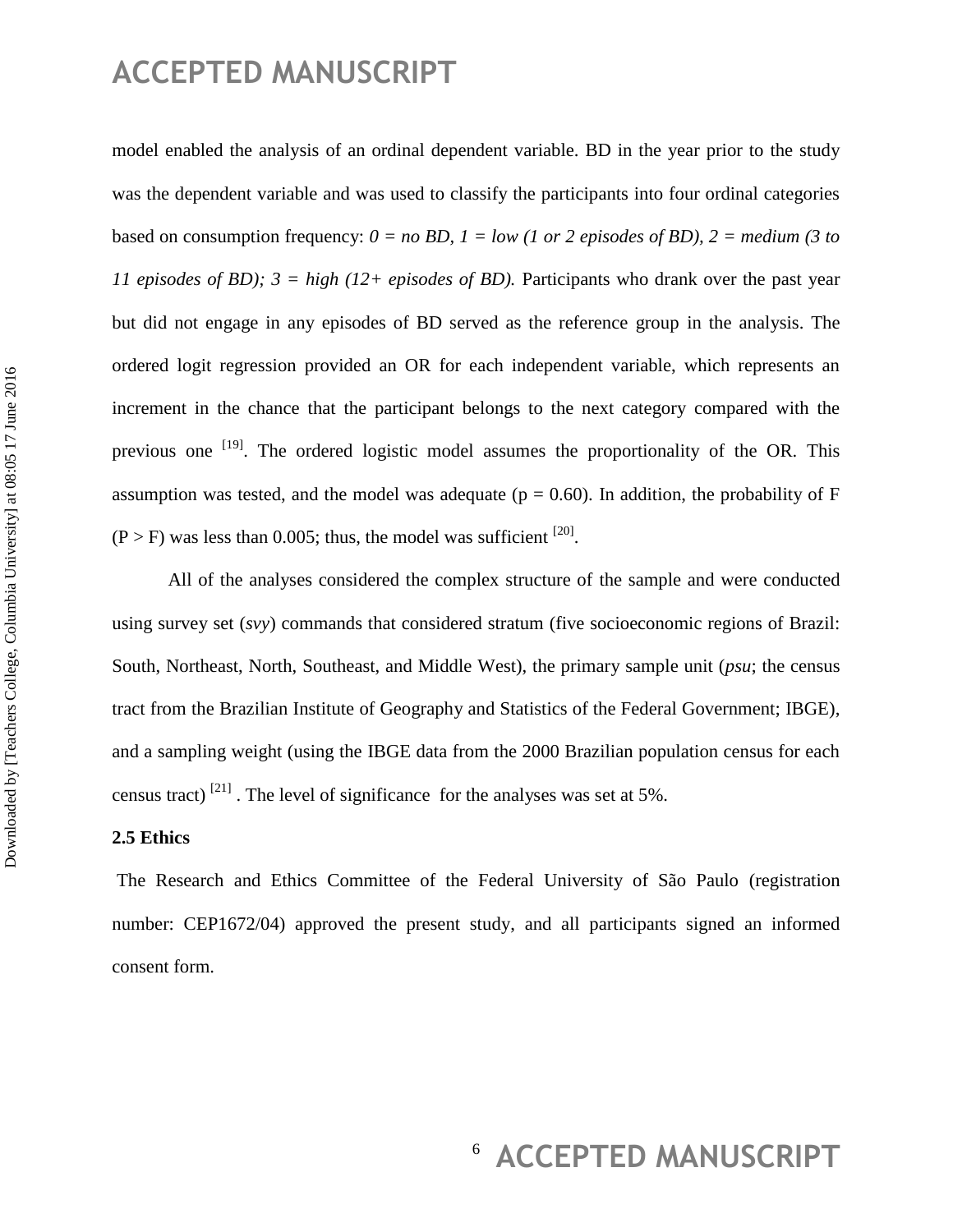model enabled the analysis of an ordinal dependent variable. BD in the year prior to the study was the dependent variable and was used to classify the participants into four ordinal categories based on consumption frequency: *0 = no BD, 1 = low (1 or 2 episodes of BD), 2 = medium (3 to 11 episodes of BD); 3 = high (12+ episodes of BD).* Participants who drank over the past year but did not engage in any episodes of BD served as the reference group in the analysis. The ordered logit regression provided an OR for each independent variable, which represents an increment in the chance that the participant belongs to the next category compared with the previous one [19]. The ordered logistic model assumes the proportionality of the OR. This assumption was tested, and the model was adequate ($p = 0.60$). In addition, the probability of F ($P > F$) was less than 0.005; thus, the model was sufficient [20].

All of the analyses considered the complex structure of the sample and were conducted using survey set (*svy*) commands that considered stratum (five socioeconomic regions of Brazil: South, Northeast, North, Southeast, and Middle West), the primary sample unit (*psu*; the census tract from the Brazilian Institute of Geography and Statistics of the Federal Government; IBGE), and a sampling weight (using the IBGE data from the 2000 Brazilian population census for each census tract) [21] . The level of significance for the analyses was set at 5%.

**2.5 Ethics**

The Research and Ethics Committee of the Federal University of São Paulo (registration number: CEP1672/04) approved the present study, and all participants signed an informed consent form.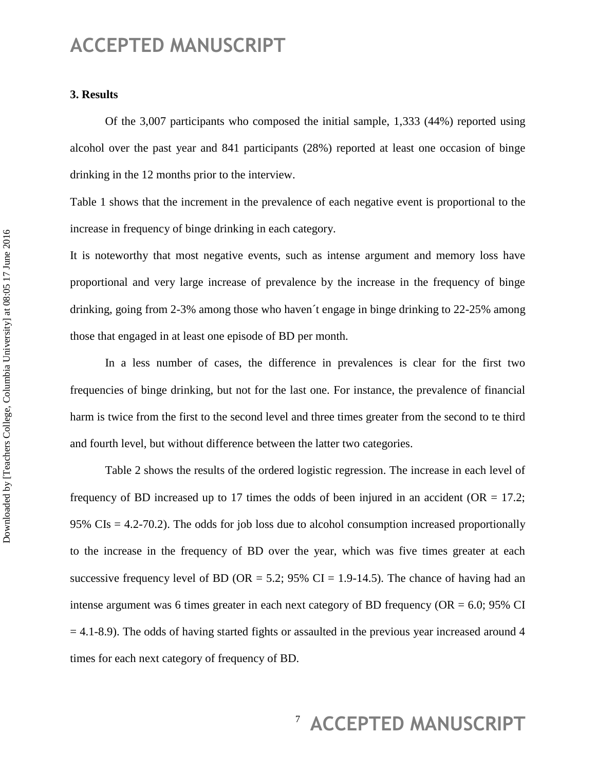### 3. Results

Of the 3,007 participants who composed the initial sample, 1,333 (44%) reported using alcohol over the past year and 841 participants (28%) reported at least one occasion of binge drinking in the 12 months prior to the interview.

Table 1 shows that the increment in the prevalence of each negative event is proportional to the increase in frequency of binge drinking in each category.

It is noteworthy that most negative events, such as intense argument and memory loss have proportional and very large increase of prevalence by the increase in the frequency of binge drinking, going from 2-3% among those who haven´t engage in binge drinking to 22-25% among those that engaged in at least one episode of BD per month.

In a less number of cases, the difference in prevalences is clear for the first two frequencies of binge drinking, but not for the last one. For instance, the prevalence of financial harm is twice from the first to the second level and three times greater from the second to te third and fourth level, but without difference between the latter two categories.

Table 2 shows the results of the ordered logistic regression. The increase in each level of frequency of BD increased up to 17 times the odds of been injured in an accident (OR = 17.2; 95% CIs = 4.2-70.2). The odds for job loss due to alcohol consumption increased proportionally to the increase in the frequency of BD over the year, which was five times greater at each successive frequency level of BD (OR = 5.2; 95% CI = 1.9-14.5). The chance of having had an intense argument was 6 times greater in each next category of BD frequency (OR = 6.0; 95% CI = 4.1-8.9). The odds of having started fights or assaulted in the previous year increased around 4 times for each next category of frequency of BD.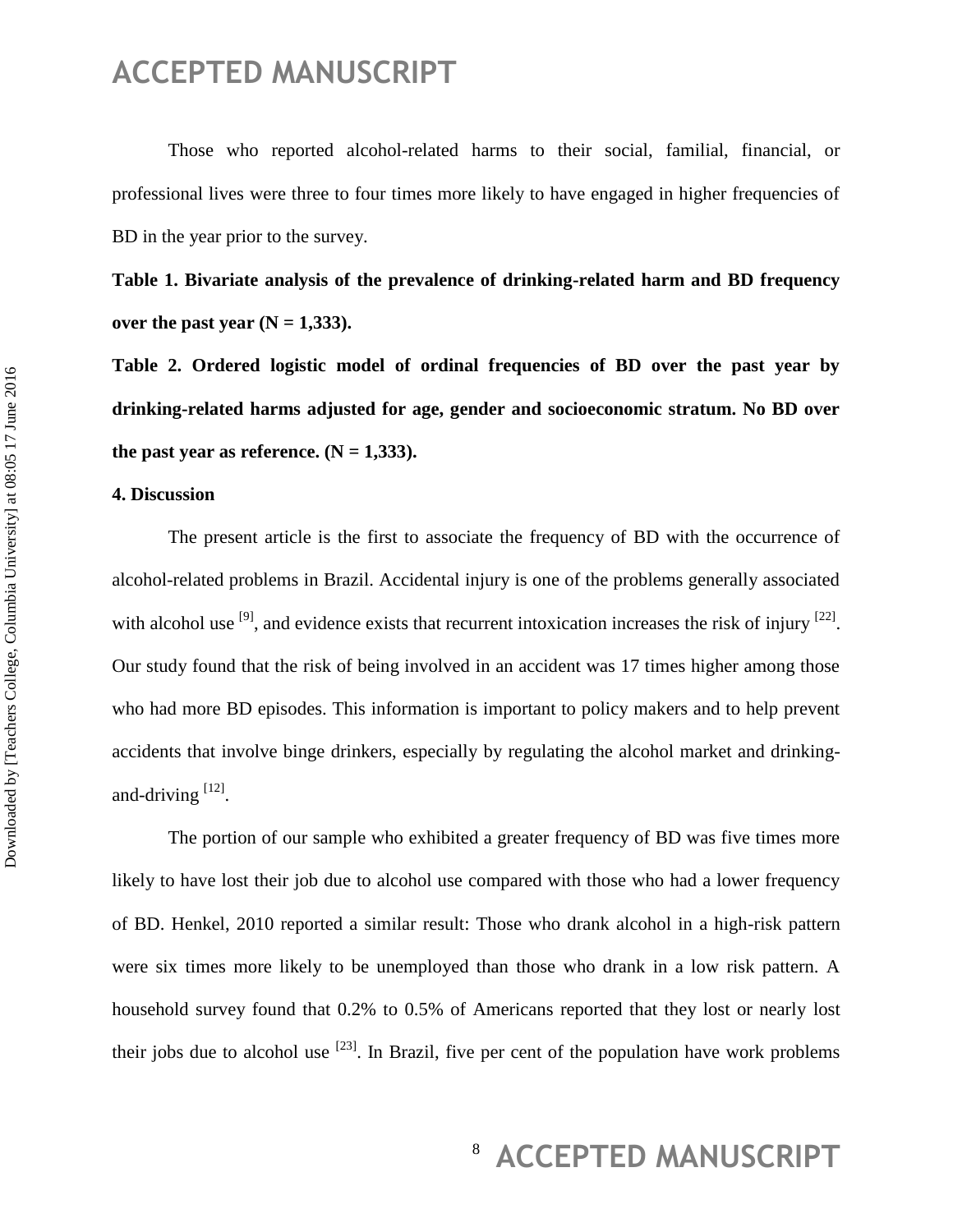Those who reported alcohol-related harms to their social, familial, financial, or professional lives were three to four times more likely to have engaged in higher frequencies of BD in the year prior to the survey.

**Table 1. Bivariate analysis of the prevalence of drinking-related harm and BD frequency over the past year (N = 1,333).**

**Table 2. Ordered logistic model of ordinal frequencies of BD over the past year by drinking-related harms adjusted for age, gender and socioeconomic stratum. No BD over the past year as reference. (N = 1,333).**

**4. Discussion**

The present article is the first to associate the frequency of BD with the occurrence of alcohol-related problems in Brazil. Accidental injury is one of the problems generally associated with alcohol use [9], and evidence exists that recurrent intoxication increases the risk of injury [22]. Our study found that the risk of being involved in an accident was 17 times higher among those who had more BD episodes. This information is important to policy makers and to help prevent accidents that involve binge drinkers, especially by regulating the alcohol market and drinking-and-driving [12].

The portion of our sample who exhibited a greater frequency of BD was five times more likely to have lost their job due to alcohol use compared with those who had a lower frequency of BD. Henkel, 2010 reported a similar result: Those who drank alcohol in a high-risk pattern were six times more likely to be unemployed than those who drank in a low risk pattern. A household survey found that 0.2% to 0.5% of Americans reported that they lost or nearly lost their jobs due to alcohol use [23]. In Brazil, five per cent of the population have work problems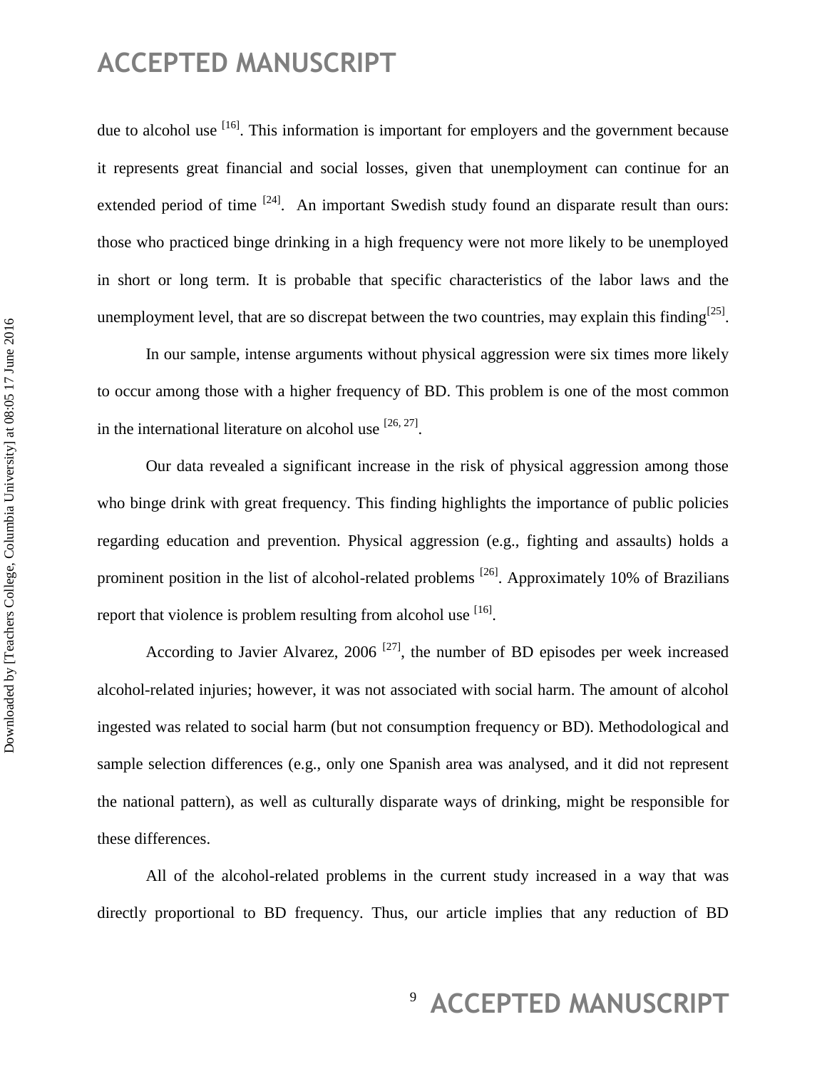due to alcohol use [16]. This information is important for employers and the government because it represents great financial and social losses, given that unemployment can continue for an extended period of time [24]. An important Swedish study found an disparate result than ours: those who practiced binge drinking in a high frequency were not more likely to be unemployed in short or long term. It is probable that specific characteristics of the labor laws and the unemployment level, that are so discrepat between the two countries, may explain this finding[25].

In our sample, intense arguments without physical aggression were six times more likely to occur among those with a higher frequency of BD. This problem is one of the most common in the international literature on alcohol use [26, 27].

Our data revealed a significant increase in the risk of physical aggression among those who binge drink with great frequency. This finding highlights the importance of public policies regarding education and prevention. Physical aggression (e.g., fighting and assaults) holds a prominent position in the list of alcohol-related problems [26]. Approximately 10% of Brazilians report that violence is problem resulting from alcohol use [16].

According to Javier Alvarez, 2006 [27], the number of BD episodes per week increased alcohol-related injuries; however, it was not associated with social harm. The amount of alcohol ingested was related to social harm (but not consumption frequency or BD). Methodological and sample selection differences (e.g., only one Spanish area was analysed, and it did not represent the national pattern), as well as culturally disparate ways of drinking, might be responsible for these differences.

All of the alcohol-related problems in the current study increased in a way that was directly proportional to BD frequency. Thus, our article implies that any reduction of BD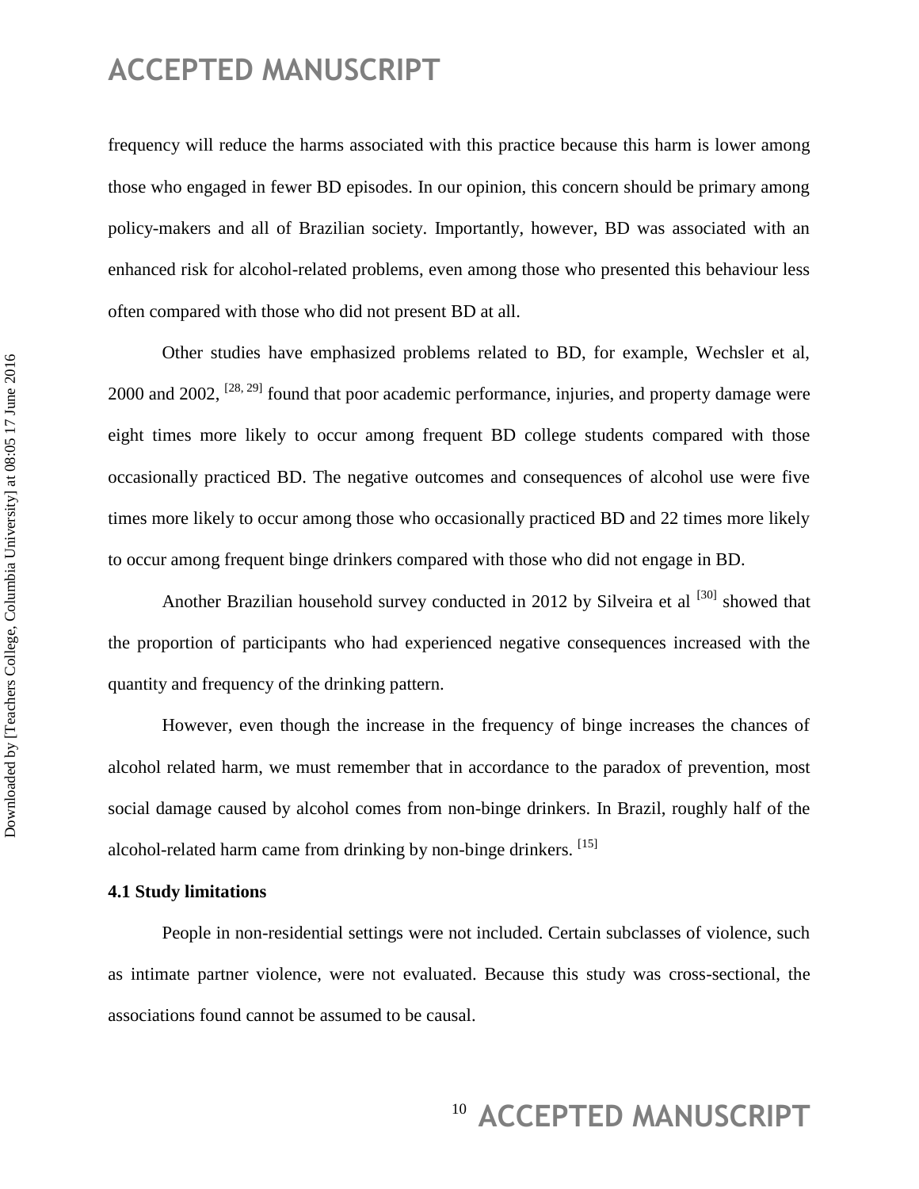frequency will reduce the harms associated with this practice because this harm is lower among those who engaged in fewer BD episodes. In our opinion, this concern should be primary among policy-makers and all of Brazilian society. Importantly, however, BD was associated with an enhanced risk for alcohol-related problems, even among those who presented this behaviour less often compared with those who did not present BD at all.

Other studies have emphasized problems related to BD, for example, Wechsler et al, 2000 and 2002, [28, 29] found that poor academic performance, injuries, and property damage were eight times more likely to occur among frequent BD college students compared with those occasionally practiced BD. The negative outcomes and consequences of alcohol use were five times more likely to occur among those who occasionally practiced BD and 22 times more likely to occur among frequent binge drinkers compared with those who did not engage in BD.

Another Brazilian household survey conducted in 2012 by Silveira et al [30] showed that the proportion of participants who had experienced negative consequences increased with the quantity and frequency of the drinking pattern.

However, even though the increase in the frequency of binge increases the chances of alcohol related harm, we must remember that in accordance to the paradox of prevention, most social damage caused by alcohol comes from non-binge drinkers. In Brazil, roughly half of the alcohol-related harm came from drinking by non-binge drinkers. [15]

### 4.1 Study limitations

People in non-residential settings were not included. Certain subclasses of violence, such as intimate partner violence, were not evaluated. Because this study was cross-sectional, the associations found cannot be assumed to be causal.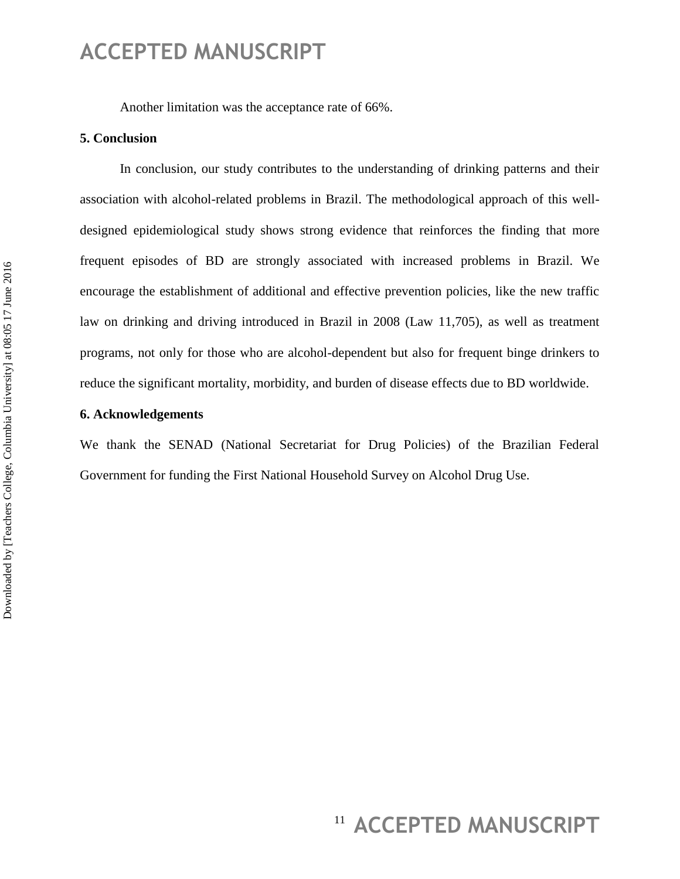Another limitation was the acceptance rate of 66%.

## 5. Conclusion

In conclusion, our study contributes to the understanding of drinking patterns and their association with alcohol-related problems in Brazil. The methodological approach of this well-designed epidemiological study shows strong evidence that reinforces the finding that more frequent episodes of BD are strongly associated with increased problems in Brazil. We encourage the establishment of additional and effective prevention policies, like the new traffic law on drinking and driving introduced in Brazil in 2008 (Law 11,705), as well as treatment programs, not only for those who are alcohol-dependent but also for frequent binge drinkers to reduce the significant mortality, morbidity, and burden of disease effects due to BD worldwide.

## 6. Acknowledgements

We thank the SENAD (National Secretariat for Drug Policies) of the Brazilian Federal Government for funding the First National Household Survey on Alcohol Drug Use.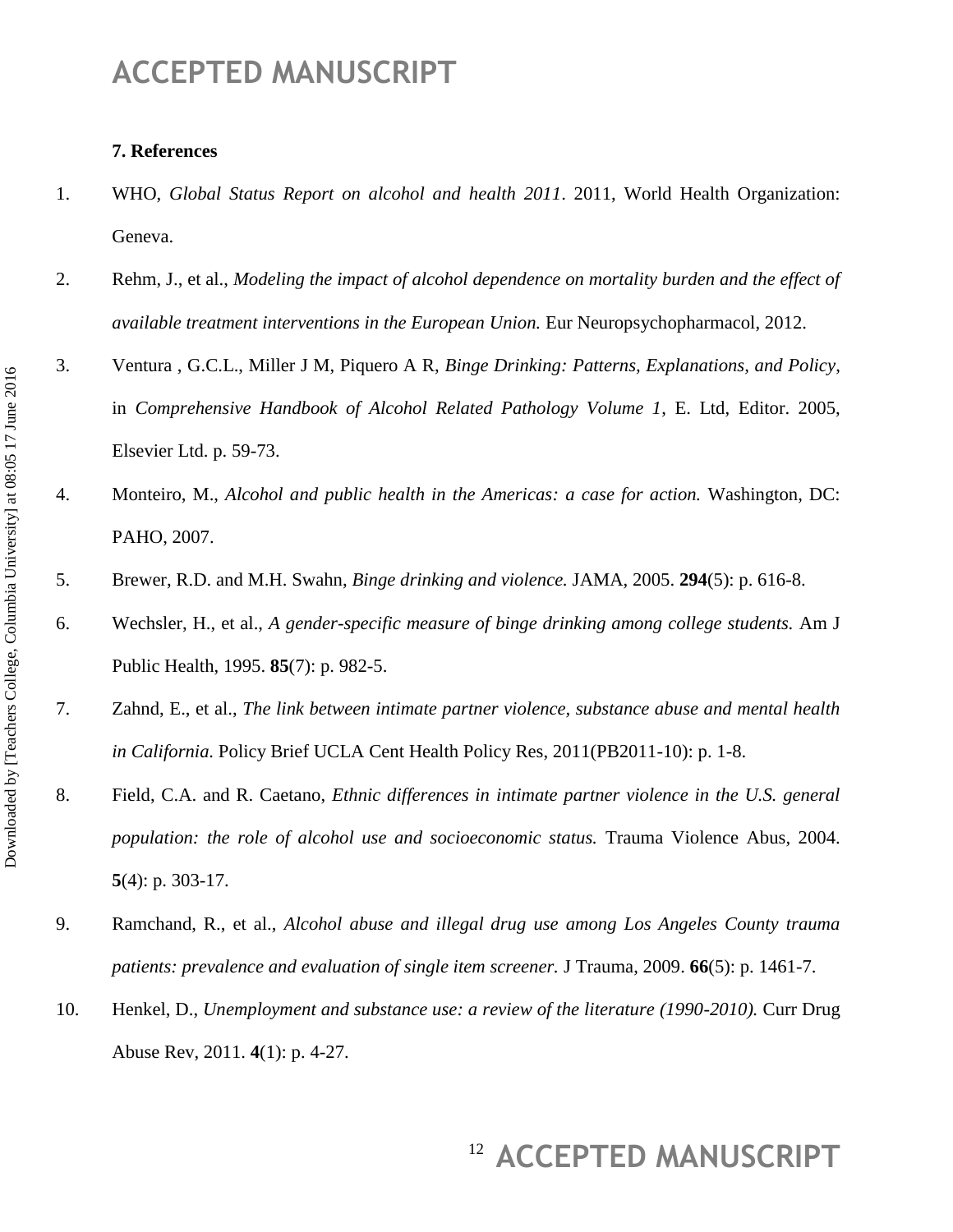### 7. References

1. WHO, *Global Status Report on alcohol and health 2011*. 2011, World Health Organization: Geneva.
2. Rehm, J., et al., *Modeling the impact of alcohol dependence on mortality burden and the effect of available treatment interventions in the European Union.* Eur Neuropsychopharmacol, 2012.
3. Ventura , G.C.L., Miller J M, Piquero A R, *Binge Drinking: Patterns, Explanations, and Policy*, in *Comprehensive Handbook of Alcohol Related Pathology Volume 1*, E. Ltd, Editor. 2005, Elsevier Ltd. p. 59-73.
4. Monteiro, M., *Alcohol and public health in the Americas: a case for action.* Washington, DC: PAHO, 2007.
5. Brewer, R.D. and M.H. Swahn, *Binge drinking and violence.* JAMA, 2005. **294**(5): p. 616-8.
6. Wechsler, H., et al., *A gender-specific measure of binge drinking among college students.* Am J Public Health, 1995. **85**(7): p. 982-5.
7. Zahnd, E., et al., *The link between intimate partner violence, substance abuse and mental health in California.* Policy Brief UCLA Cent Health Policy Res, 2011(PB2011-10): p. 1-8.
8. Field, C.A. and R. Caetano, *Ethnic differences in intimate partner violence in the U.S. general population: the role of alcohol use and socioeconomic status.* Trauma Violence Abus, 2004. **5**(4): p. 303-17.
9. Ramchand, R., et al., *Alcohol abuse and illegal drug use among Los Angeles County trauma patients: prevalence and evaluation of single item screener.* J Trauma, 2009. **66**(5): p. 1461-7.
10. Henkel, D., *Unemployment and substance use: a review of the literature (1990-2010).* Curr Drug Abuse Rev, 2011. **4**(1): p. 4-27.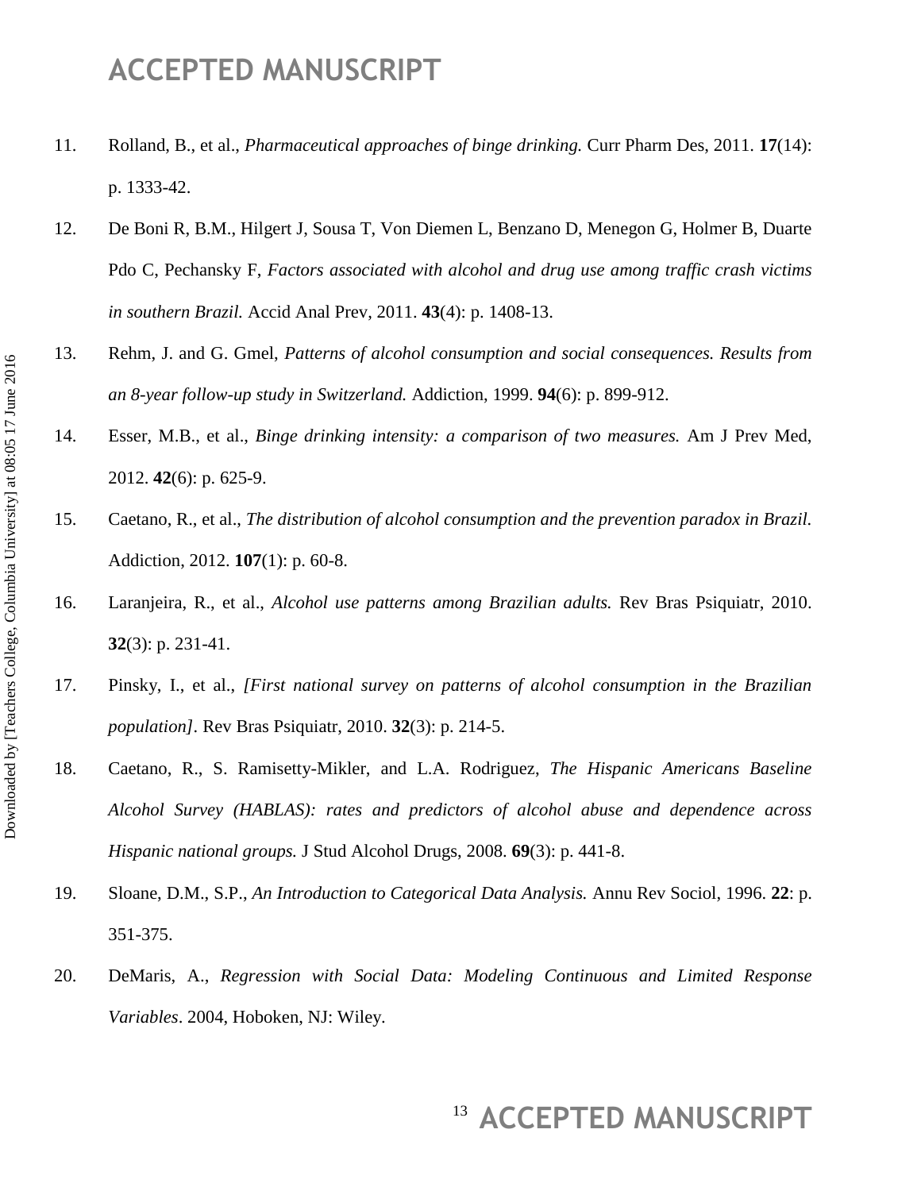11. Rolland, B., et al., *Pharmaceutical approaches of binge drinking.* Curr Pharm Des, 2011. **17**(14): p. 1333-42.
12. De Boni R, B.M., Hilgert J, Sousa T, Von Diemen L, Benzano D, Menegon G, Holmer B, Duarte Pdo C, Pechansky F, *Factors associated with alcohol and drug use among traffic crash victims in southern Brazil.* Accid Anal Prev, 2011. **43**(4): p. 1408-13.
13. Rehm, J. and G. Gmel, *Patterns of alcohol consumption and social consequences. Results from an 8-year follow-up study in Switzerland.* Addiction, 1999. **94**(6): p. 899-912.
14. Esser, M.B., et al., *Binge drinking intensity: a comparison of two measures.* Am J Prev Med, 2012. **42**(6): p. 625-9.
15. Caetano, R., et al., *The distribution of alcohol consumption and the prevention paradox in Brazil.* Addiction, 2012. **107**(1): p. 60-8.
16. Laranjeira, R., et al., *Alcohol use patterns among Brazilian adults.* Rev Bras Psiquiatr, 2010. **32**(3): p. 231-41.
17. Pinsky, I., et al., *[First national survey on patterns of alcohol consumption in the Brazilian population]*. Rev Bras Psiquiatr, 2010. **32**(3): p. 214-5.
18. Caetano, R., S. Ramisetty-Mikler, and L.A. Rodriguez, *The Hispanic Americans Baseline Alcohol Survey (HABLAS): rates and predictors of alcohol abuse and dependence across Hispanic national groups.* J Stud Alcohol Drugs, 2008. **69**(3): p. 441-8.
19. Sloane, D.M., S.P., *An Introduction to Categorical Data Analysis.* Annu Rev Sociol, 1996. **22**: p. 351-375.
20. DeMaris, A., *Regression with Social Data: Modeling Continuous and Limited Response Variables*. 2004, Hoboken, NJ: Wiley.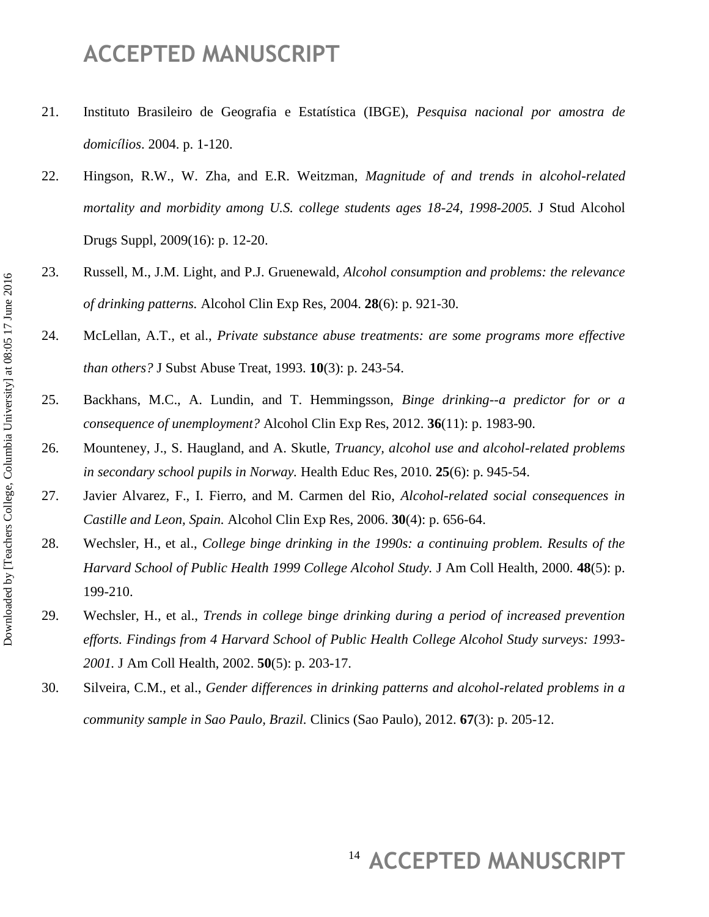21. Instituto Brasileiro de Geografia e Estatística (IBGE), *Pesquisa nacional por amostra de domicílios*. 2004. p. 1-120.
22. Hingson, R.W., W. Zha, and E.R. Weitzman, *Magnitude of and trends in alcohol-related mortality and morbidity among U.S. college students ages 18-24, 1998-2005.* J Stud Alcohol Drugs Suppl, 2009(16): p. 12-20.
23. Russell, M., J.M. Light, and P.J. Gruenewald, *Alcohol consumption and problems: the relevance of drinking patterns.* Alcohol Clin Exp Res, 2004. **28**(6): p. 921-30.
24. McLellan, A.T., et al., *Private substance abuse treatments: are some programs more effective than others?* J Subst Abuse Treat, 1993. **10**(3): p. 243-54.
25. Backhans, M.C., A. Lundin, and T. Hemmingsson, *Binge drinking--a predictor for or a consequence of unemployment?* Alcohol Clin Exp Res, 2012. **36**(11): p. 1983-90.
26. Mounteney, J., S. Haugland, and A. Skutle, *Truancy, alcohol use and alcohol-related problems in secondary school pupils in Norway.* Health Educ Res, 2010. **25**(6): p. 945-54.
27. Javier Alvarez, F., I. Fierro, and M. Carmen del Rio, *Alcohol-related social consequences in Castille and Leon, Spain.* Alcohol Clin Exp Res, 2006. **30**(4): p. 656-64.
28. Wechsler, H., et al., *College binge drinking in the 1990s: a continuing problem. Results of the Harvard School of Public Health 1999 College Alcohol Study.* J Am Coll Health, 2000. **48**(5): p. 199-210.
29. Wechsler, H., et al., *Trends in college binge drinking during a period of increased prevention efforts. Findings from 4 Harvard School of Public Health College Alcohol Study surveys: 1993-2001.* J Am Coll Health, 2002. **50**(5): p. 203-17.
30. Silveira, C.M., et al., *Gender differences in drinking patterns and alcohol-related problems in a community sample in Sao Paulo, Brazil.* Clinics (Sao Paulo), 2012. **67**(3): p. 205-12.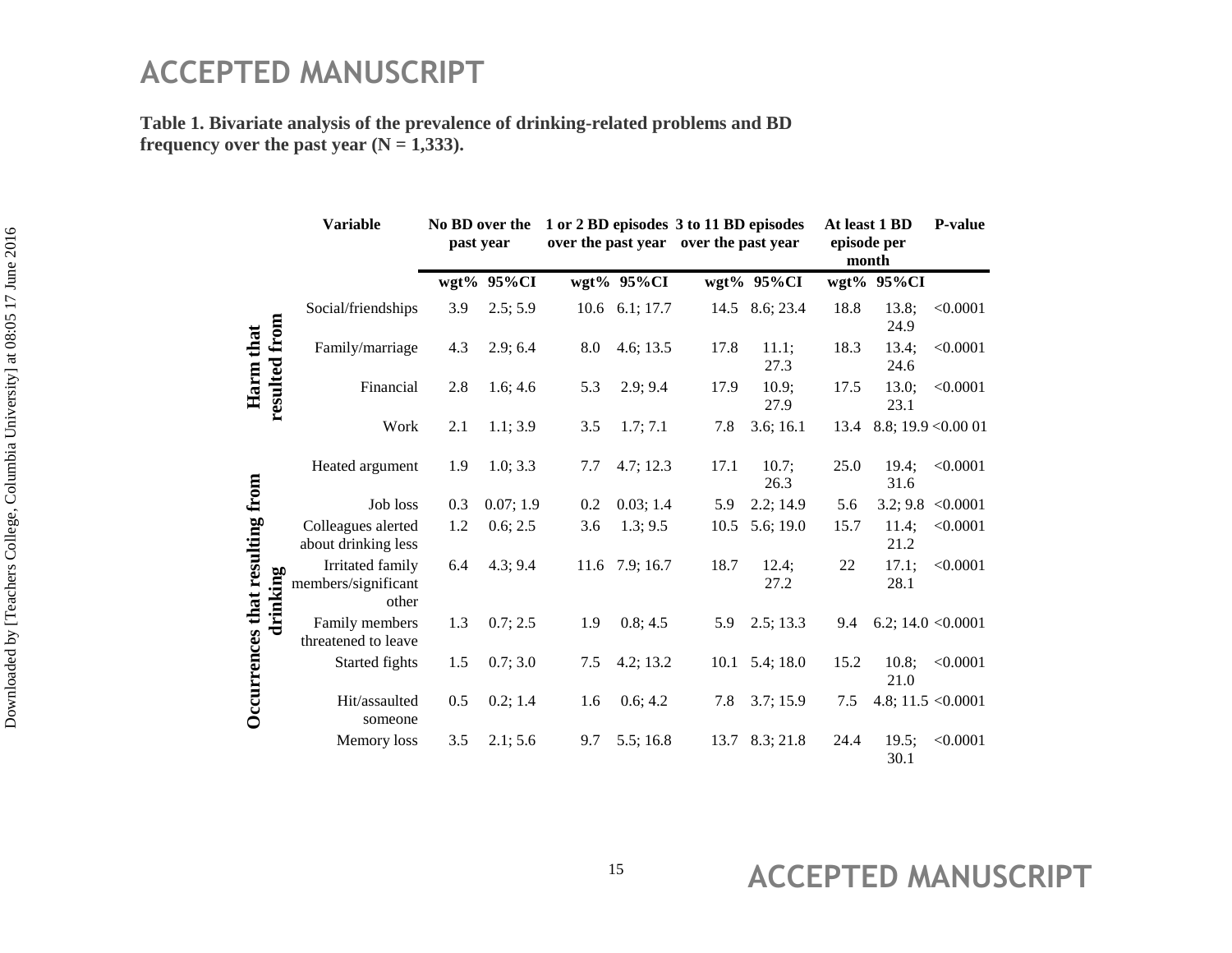**Table 1. Bivariate analysis of the prevalence of drinking-related problems and BD frequency over the past year (N = 1,333).**

| | Variable | No BD over the past year | | 1 or 2 BD episodes over the past year | | 3 to 11 BD episodes over the past year | | At least 1 BD episode per month | | P-value |
|---|---|---|---|---|---|---|---|---|---|---|
| | | wgt% | 95%CI | wgt% | 95%CI | wgt% | 95%CI | wgt% | 95%CI | |
| Harm that resulted from | Social/friendships | 3.9 | 2.5; 5.9 | 10.6 | 6.1; 17.7 | 14.5 | 8.6; 23.4 | 18.8 | 13.8; 24.9 | <0.0001 |
| | Family/marriage | 4.3 | 2.9; 6.4 | 8.0 | 4.6; 13.5 | 17.8 | 11.1; 27.3 | 18.3 | 13.4; 24.6 | <0.0001 |
| | Financial | 2.8 | 1.6; 4.6 | 5.3 | 2.9; 9.4 | 17.9 | 10.9; 27.9 | 17.5 | 13.0; 23.1 | <0.0001 |
| | Work | 2.1 | 1.1; 3.9 | 3.5 | 1.7; 7.1 | 7.8 | 3.6; 16.1 | 13.4 | 8.8; 19.9 | <0.00 01 |
| Occurrences that resulting from drinking | Heated argument | 1.9 | 1.0; 3.3 | 7.7 | 4.7; 12.3 | 17.1 | 10.7; 26.3 | 25.0 | 19.4; 31.6 | <0.0001 |
| | Job loss | 0.3 | 0.07; 1.9 | 0.2 | 0.03; 1.4 | 5.9 | 2.2; 14.9 | 5.6 | 3.2; 9.8 | <0.0001 |
| | Colleagues alerted about drinking less | 1.2 | 0.6; 2.5 | 3.6 | 1.3; 9.5 | 10.5 | 5.6; 19.0 | 15.7 | 11.4; 21.2 | <0.0001 |
| | Irritated family members/significant other | 6.4 | 4.3; 9.4 | 11.6 | 7.9; 16.7 | 18.7 | 12.4; 27.2 | 22 | 17.1; 28.1 | <0.0001 |
| | Family members threatened to leave | 1.3 | 0.7; 2.5 | 1.9 | 0.8; 4.5 | 5.9 | 2.5; 13.3 | 9.4 | 6.2; 14.0 | <0.0001 |
| | Started fights | 1.5 | 0.7; 3.0 | 7.5 | 4.2; 13.2 | 10.1 | 5.4; 18.0 | 15.2 | 10.8; 21.0 | <0.0001 |
| | Hit/assaulted someone | 0.5 | 0.2; 1.4 | 1.6 | 0.6; 4.2 | 7.8 | 3.7; 15.9 | 7.5 | 4.8; 11.5 | <0.0001 |
| | Memory loss | 3.5 | 2.1; 5.6 | 9.7 | 5.5; 16.8 | 13.7 | 8.3; 21.8 | 24.4 | 19.5; 30.1 | <0.0001 |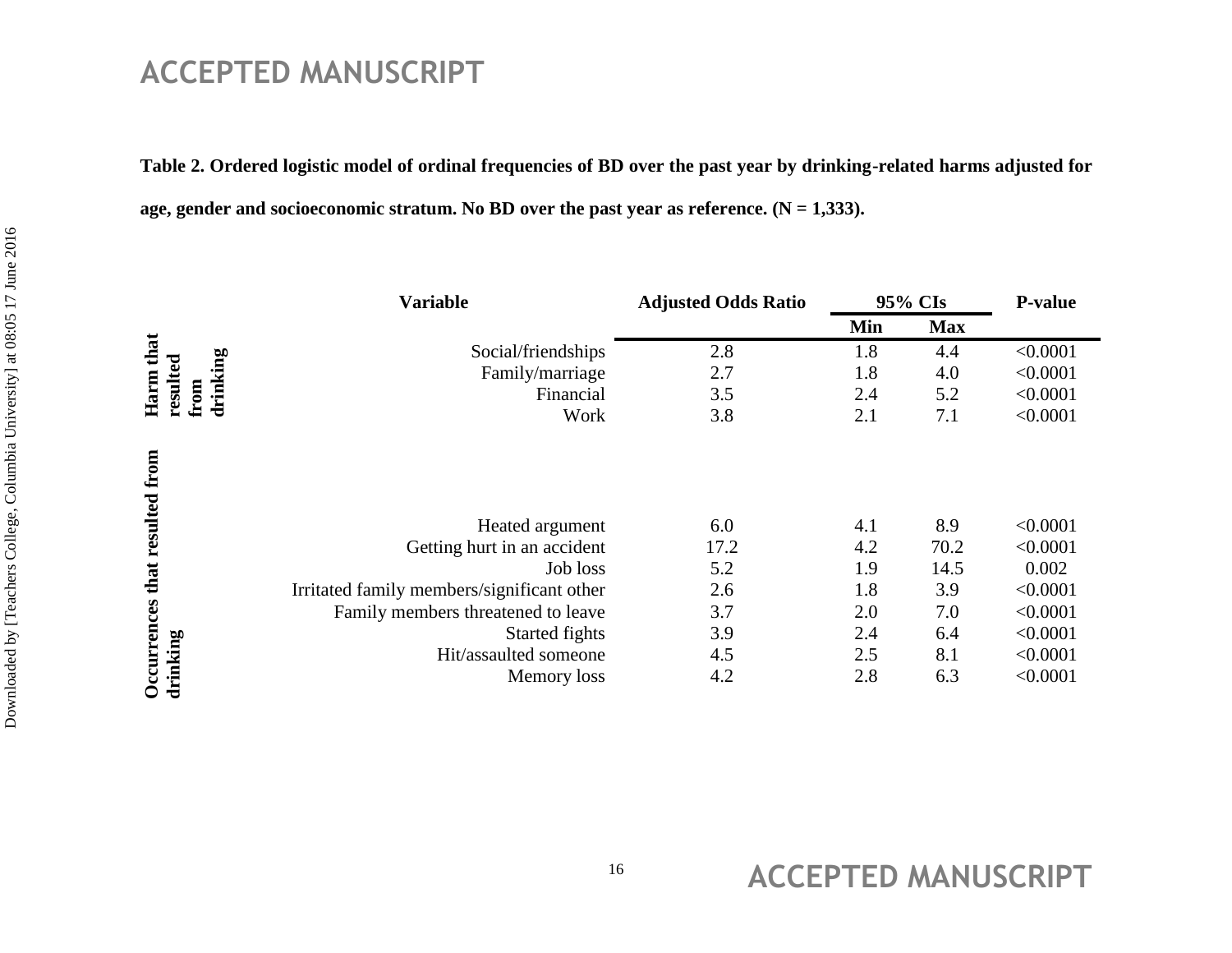**Table 2. Ordered logistic model of ordinal frequencies of BD over the past year by drinking-related harms adjusted for age, gender and socioeconomic stratum. No BD over the past year as reference. (N = 1,333).**

| | Variable | Adjusted Odds Ratio | 95% CIs | | P-value |
|---|---|---|---|---|---|
| | | | Min | Max | |
| Harm that resulted from drinking | Social/friendships | 2.8 | 1.8 | 4.4 | <0.0001 |
| | Family/marriage | 2.7 | 1.8 | 4.0 | <0.0001 |
| | Financial | 3.5 | 2.4 | 5.2 | <0.0001 |
| | Work | 3.8 | 2.1 | 7.1 | <0.0001 |
| Occurrences that resulted from drinking | Heated argument | 6.0 | 4.1 | 8.9 | <0.0001 |
| | Getting hurt in an accident | 17.2 | 4.2 | 70.2 | <0.0001 |
| | Job loss | 5.2 | 1.9 | 14.5 | 0.002 |
| | Irritated family members/significant other | 2.6 | 1.8 | 3.9 | <0.0001 |
| | Family members threatened to leave | 3.7 | 2.0 | 7.0 | <0.0001 |
| | Started fights | 3.9 | 2.4 | 6.4 | <0.0001 |
| | Hit/assaulted someone | 4.5 | 2.5 | 8.1 | <0.0001 |
| | Memory loss | 4.2 | 2.8 | 6.3 | <0.0001 |